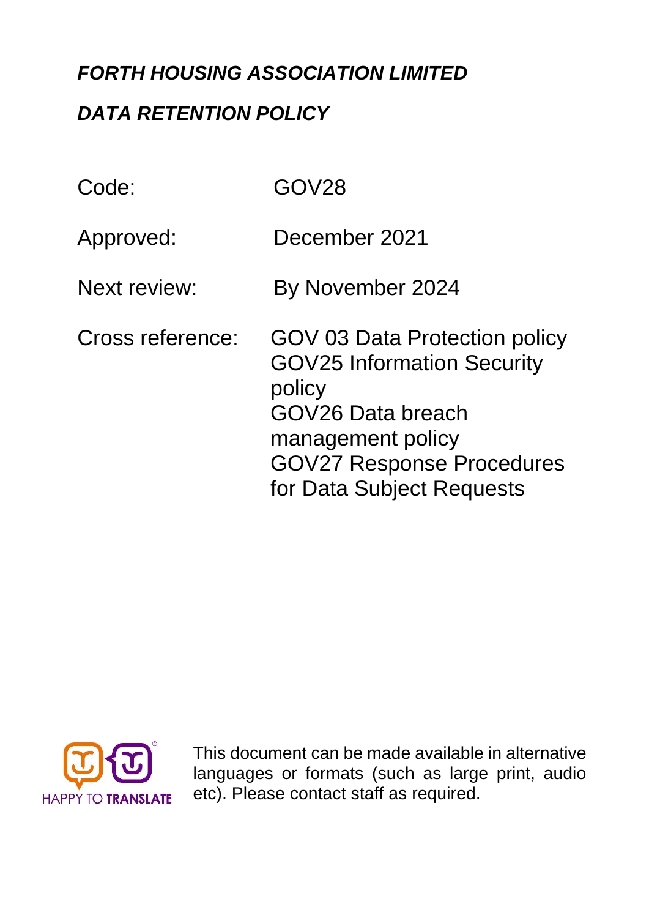# *FORTH HOUSING ASSOCIATION LIMITED*

## *DATA RETENTION POLICY*

| | |
|---|---|
| Code: | GOV28 |
| Approved: | December 2021 |
| Next review: | By November 2024 |
| Cross reference: | GOV 03 Data Protection policy<br>GOV25 Information Security policy<br>GOV26 Data breach management policy<br>GOV27 Response Procedures for Data Subject Requests |

HAPPY TO TRANSLATE

This document can be made available in alternative languages or formats (such as large print, audio etc). Please contact staff as required.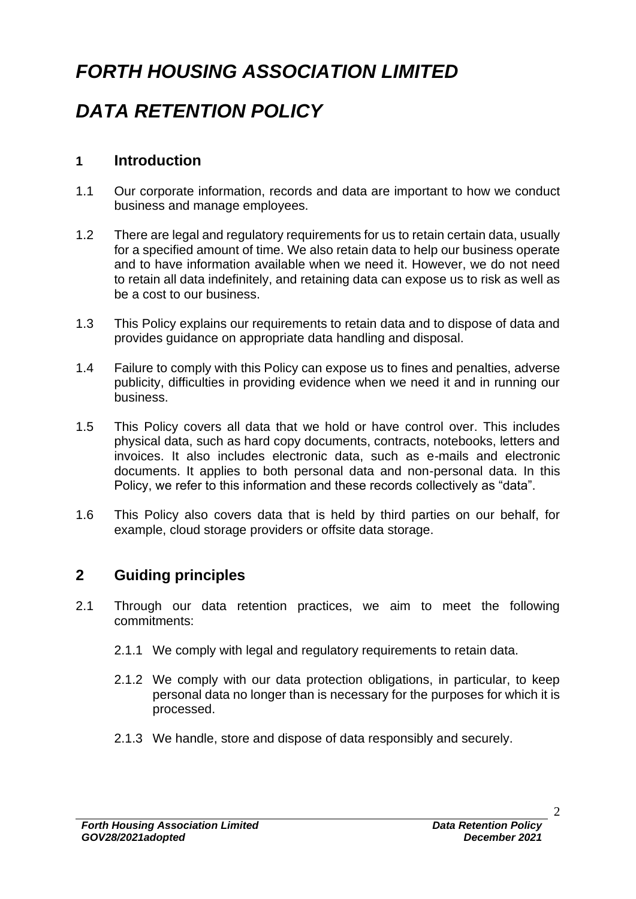# *FORTH HOUSING ASSOCIATION LIMITED*

# *DATA RETENTION POLICY*

## 1 Introduction

1.1 Our corporate information, records and data are important to how we conduct business and manage employees.

1.2 There are legal and regulatory requirements for us to retain certain data, usually for a specified amount of time. We also retain data to help our business operate and to have information available when we need it. However, we do not need to retain all data indefinitely, and retaining data can expose us to risk as well as be a cost to our business.

1.3 This Policy explains our requirements to retain data and to dispose of data and provides guidance on appropriate data handling and disposal.

1.4 Failure to comply with this Policy can expose us to fines and penalties, adverse publicity, difficulties in providing evidence when we need it and in running our business.

1.5 This Policy covers all data that we hold or have control over. This includes physical data, such as hard copy documents, contracts, notebooks, letters and invoices. It also includes electronic data, such as e-mails and electronic documents. It applies to both personal data and non-personal data. In this Policy, we refer to this information and these records collectively as "data".

1.6 This Policy also covers data that is held by third parties on our behalf, for example, cloud storage providers or offsite data storage.

## 2 Guiding principles

2.1 Through our data retention practices, we aim to meet the following commitments:

2.1.1 We comply with legal and regulatory requirements to retain data.

2.1.2 We comply with our data protection obligations, in particular, to keep personal data no longer than is necessary for the purposes for which it is processed.

2.1.3 We handle, store and dispose of data responsibly and securely.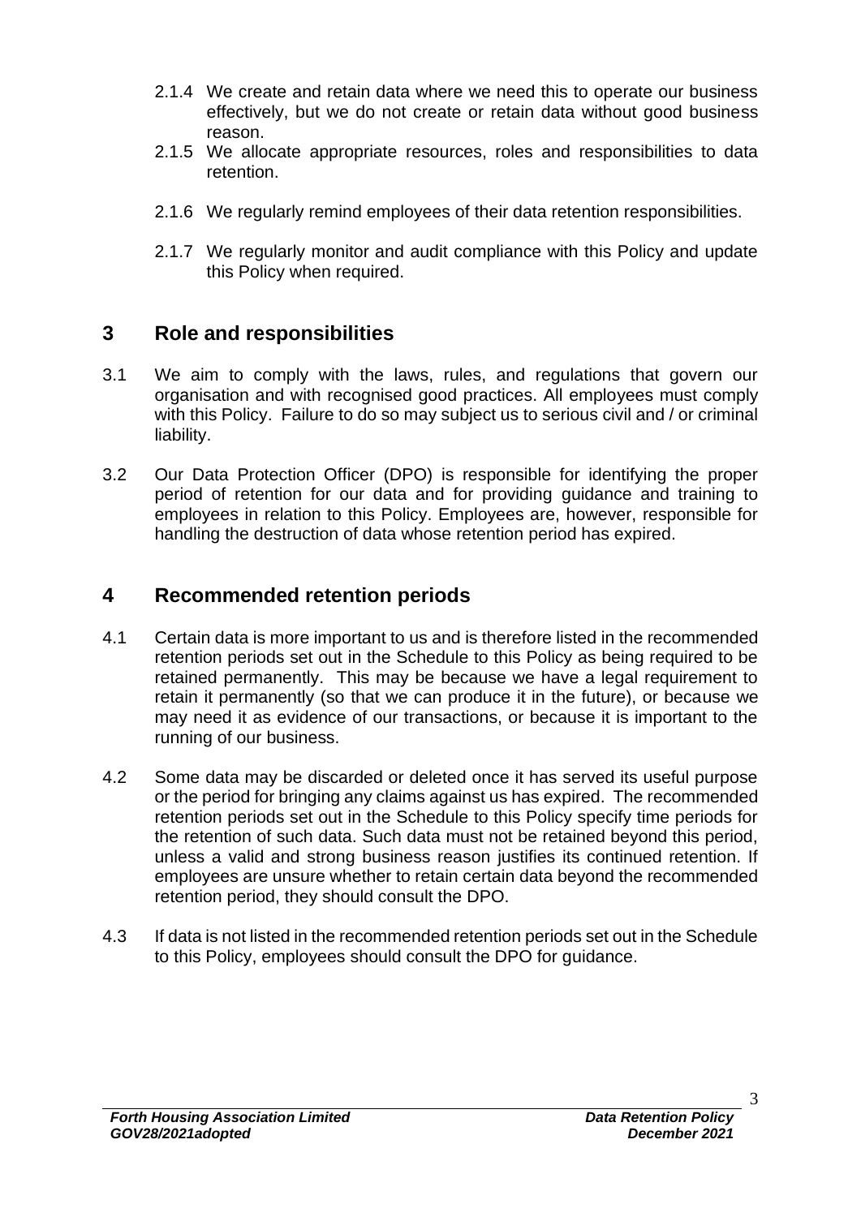2.1.4 We create and retain data where we need this to operate our business effectively, but we do not create or retain data without good business reason.

2.1.5 We allocate appropriate resources, roles and responsibilities to data retention.

2.1.6 We regularly remind employees of their data retention responsibilities.

2.1.7 We regularly monitor and audit compliance with this Policy and update this Policy when required.

## 3 Role and responsibilities

3.1 We aim to comply with the laws, rules, and regulations that govern our organisation and with recognised good practices. All employees must comply with this Policy. Failure to do so may subject us to serious civil and / or criminal liability.

3.2 Our Data Protection Officer (DPO) is responsible for identifying the proper period of retention for our data and for providing guidance and training to employees in relation to this Policy. Employees are, however, responsible for handling the destruction of data whose retention period has expired.

## 4 Recommended retention periods

4.1 Certain data is more important to us and is therefore listed in the recommended retention periods set out in the Schedule to this Policy as being required to be retained permanently. This may be because we have a legal requirement to retain it permanently (so that we can produce it in the future), or because we may need it as evidence of our transactions, or because it is important to the running of our business.

4.2 Some data may be discarded or deleted once it has served its useful purpose or the period for bringing any claims against us has expired. The recommended retention periods set out in the Schedule to this Policy specify time periods for the retention of such data. Such data must not be retained beyond this period, unless a valid and strong business reason justifies its continued retention. If employees are unsure whether to retain certain data beyond the recommended retention period, they should consult the DPO.

4.3 If data is not listed in the recommended retention periods set out in the Schedule to this Policy, employees should consult the DPO for guidance.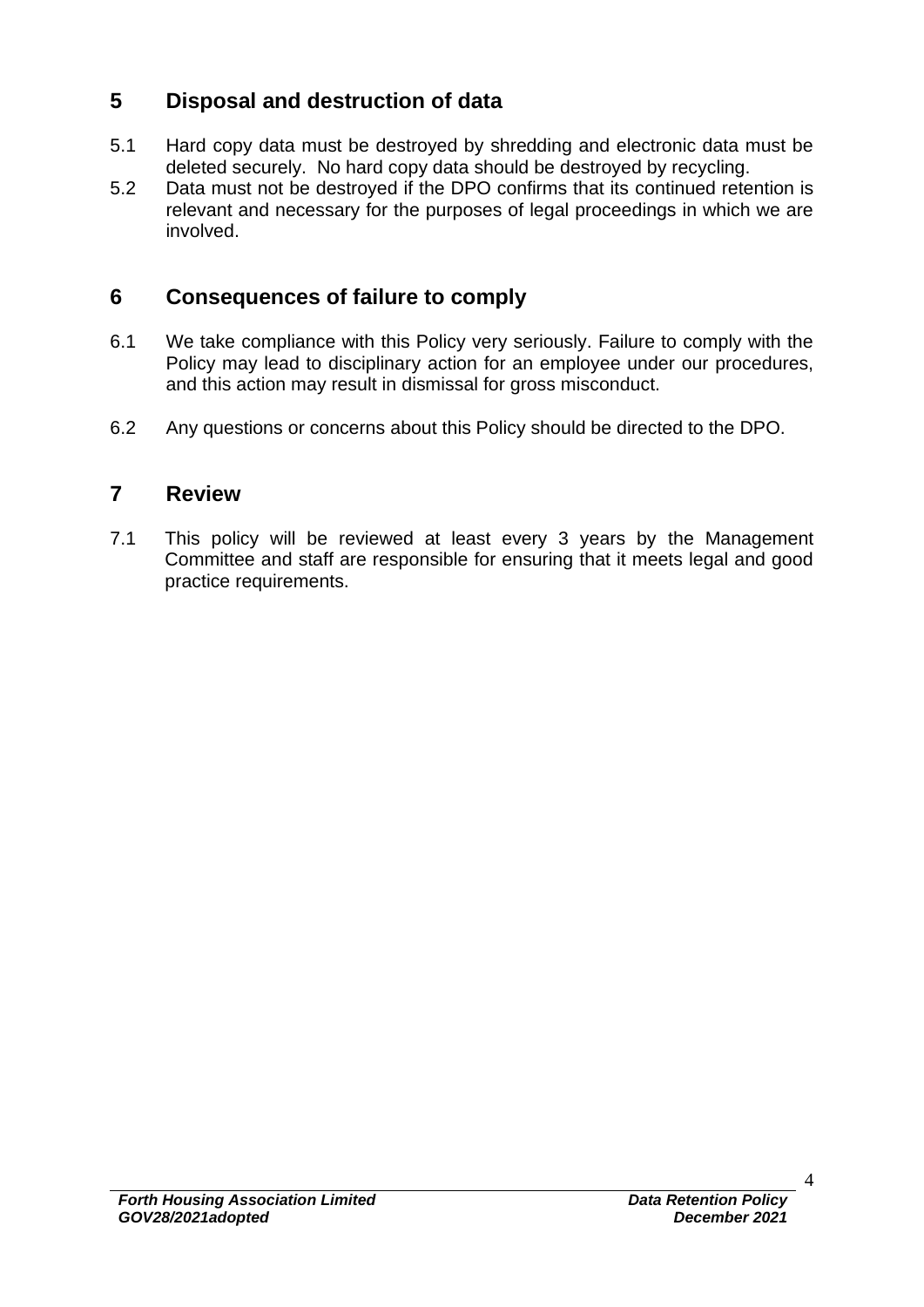## 5 Disposal and destruction of data

5.1 Hard copy data must be destroyed by shredding and electronic data must be deleted securely. No hard copy data should be destroyed by recycling.

5.2 Data must not be destroyed if the DPO confirms that its continued retention is relevant and necessary for the purposes of legal proceedings in which we are involved.

## 6 Consequences of failure to comply

6.1 We take compliance with this Policy very seriously. Failure to comply with the Policy may lead to disciplinary action for an employee under our procedures, and this action may result in dismissal for gross misconduct.

6.2 Any questions or concerns about this Policy should be directed to the DPO.

## 7 Review

7.1 This policy will be reviewed at least every 3 years by the Management Committee and staff are responsible for ensuring that it meets legal and good practice requirements.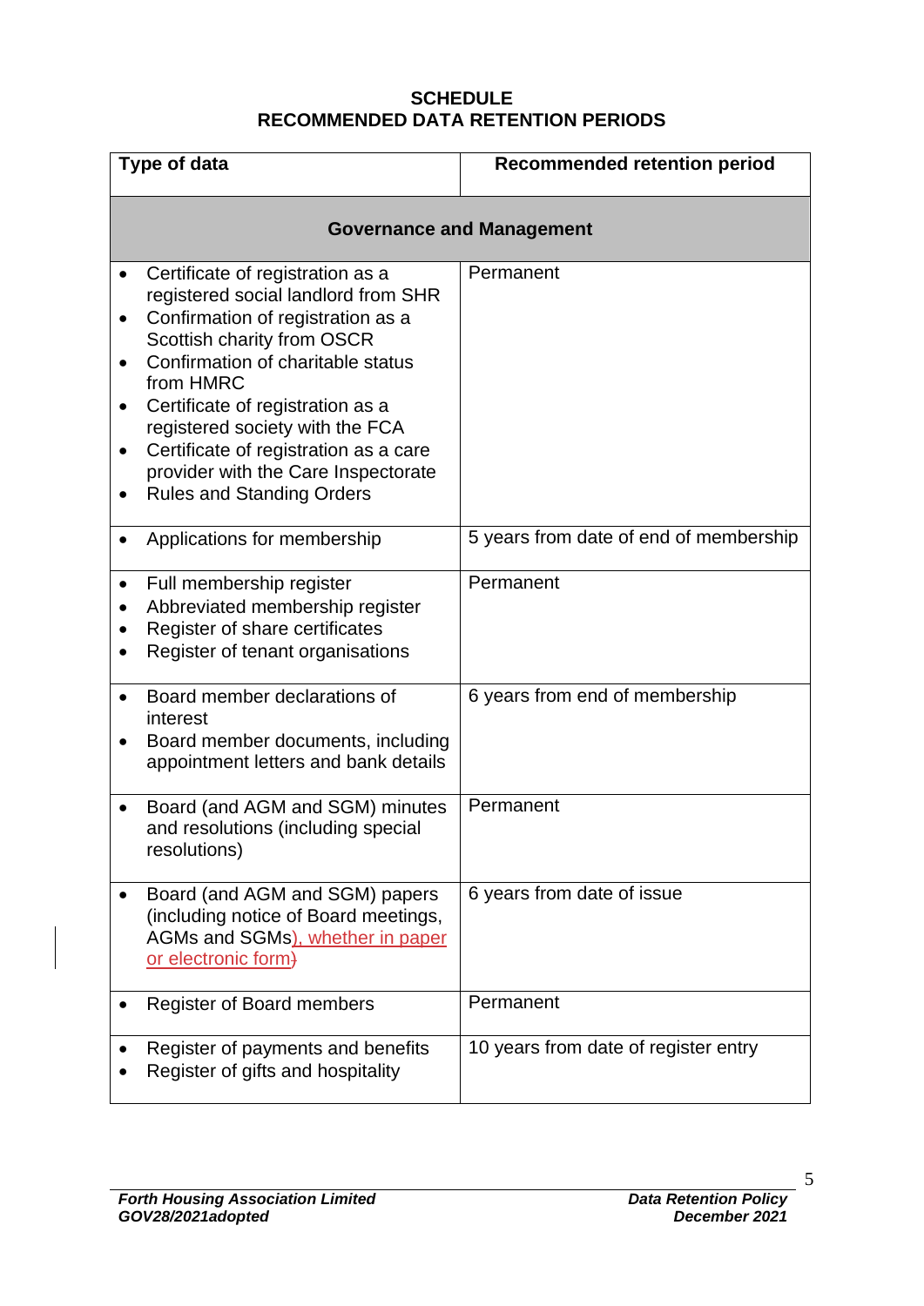## SCHEDULE
## RECOMMENDED DATA RETENTION PERIODS

| Type of data | Recommended retention period |
|---|---|
| **Governance and Management** | |
| • Certificate of registration as a registered social landlord from SHR<br>• Confirmation of registration as a Scottish charity from OSCR<br>• Confirmation of charitable status from HMRC<br>• Certificate of registration as a registered society with the FCA<br>• Certificate of registration as a care provider with the Care Inspectorate<br>• Rules and Standing Orders | Permanent |
| • Applications for membership | 5 years from date of end of membership |
| • Full membership register<br>• Abbreviated membership register<br>• Register of share certificates<br>• Register of tenant organisations | Permanent |
| • Board member declarations of interest<br>• Board member documents, including appointment letters and bank details | 6 years from end of membership |
| • Board (and AGM and SGM) minutes and resolutions (including special resolutions) | Permanent |
| • Board (and AGM and SGM) papers (including notice of Board meetings, AGMs and SGMs), whether in paper or electronic form | 6 years from date of issue |
| • Register of Board members | Permanent |
| • Register of payments and benefits<br>• Register of gifts and hospitality | 10 years from date of register entry |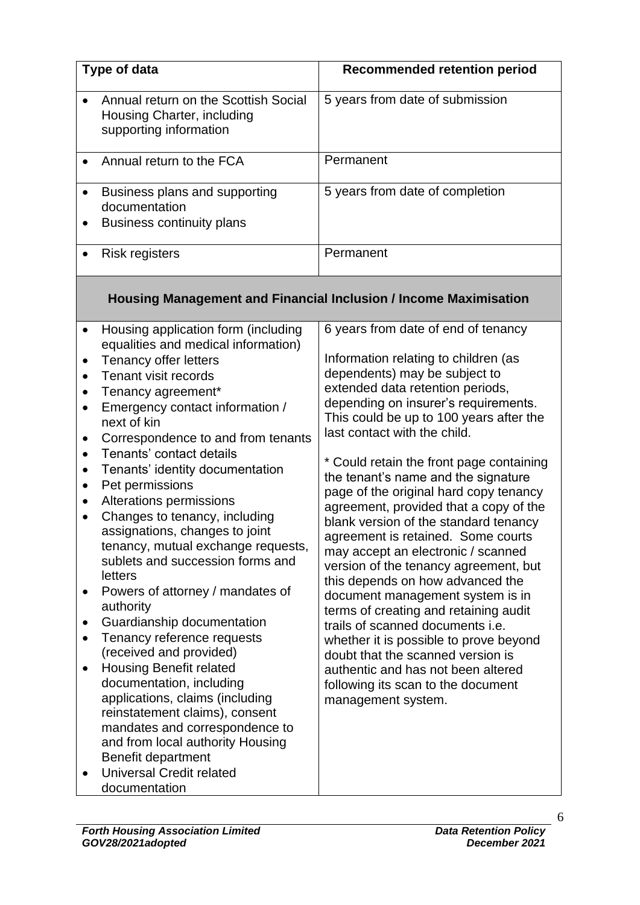| Type of data | Recommended retention period |
|---|---|
| • Annual return on the Scottish Social Housing Charter, including supporting information | 5 years from date of submission |
| • Annual return to the FCA | Permanent |
| • Business plans and supporting documentation<br>• Business continuity plans | 5 years from date of completion |
| • Risk registers | Permanent |
| **Housing Management and Financial Inclusion / Income Maximisation** | |
| • Housing application form (including equalities and medical information)<br>• Tenancy offer letters<br>• Tenant visit records<br>• Tenancy agreement*<br>• Emergency contact information / next of kin<br>• Correspondence to and from tenants<br>• Tenants' contact details<br>• Tenants' identity documentation<br>• Pet permissions<br>• Alterations permissions<br>• Changes to tenancy, including assignations, changes to joint tenancy, mutual exchange requests, sublets and succession forms and letters<br>• Powers of attorney / mandates of authority<br>• Guardianship documentation<br>• Tenancy reference requests (received and provided)<br>• Housing Benefit related documentation, including applications, claims (including reinstatement claims), consent mandates and correspondence to and from local authority Housing Benefit department<br>• Universal Credit related documentation | 6 years from date of end of tenancy<br><br>Information relating to children (as dependents) may be subject to extended data retention periods, depending on insurer's requirements. This could be up to 100 years after the last contact with the child.<br><br>* Could retain the front page containing the tenant's name and the signature page of the original hard copy tenancy agreement, provided that a copy of the blank version of the standard tenancy agreement is retained. Some courts may accept an electronic / scanned version of the tenancy agreement, but this depends on how advanced the document management system is in terms of creating and retaining audit trails of scanned documents i.e. whether it is possible to prove beyond doubt that the scanned version is authentic and has not been altered following its scan to the document management system. |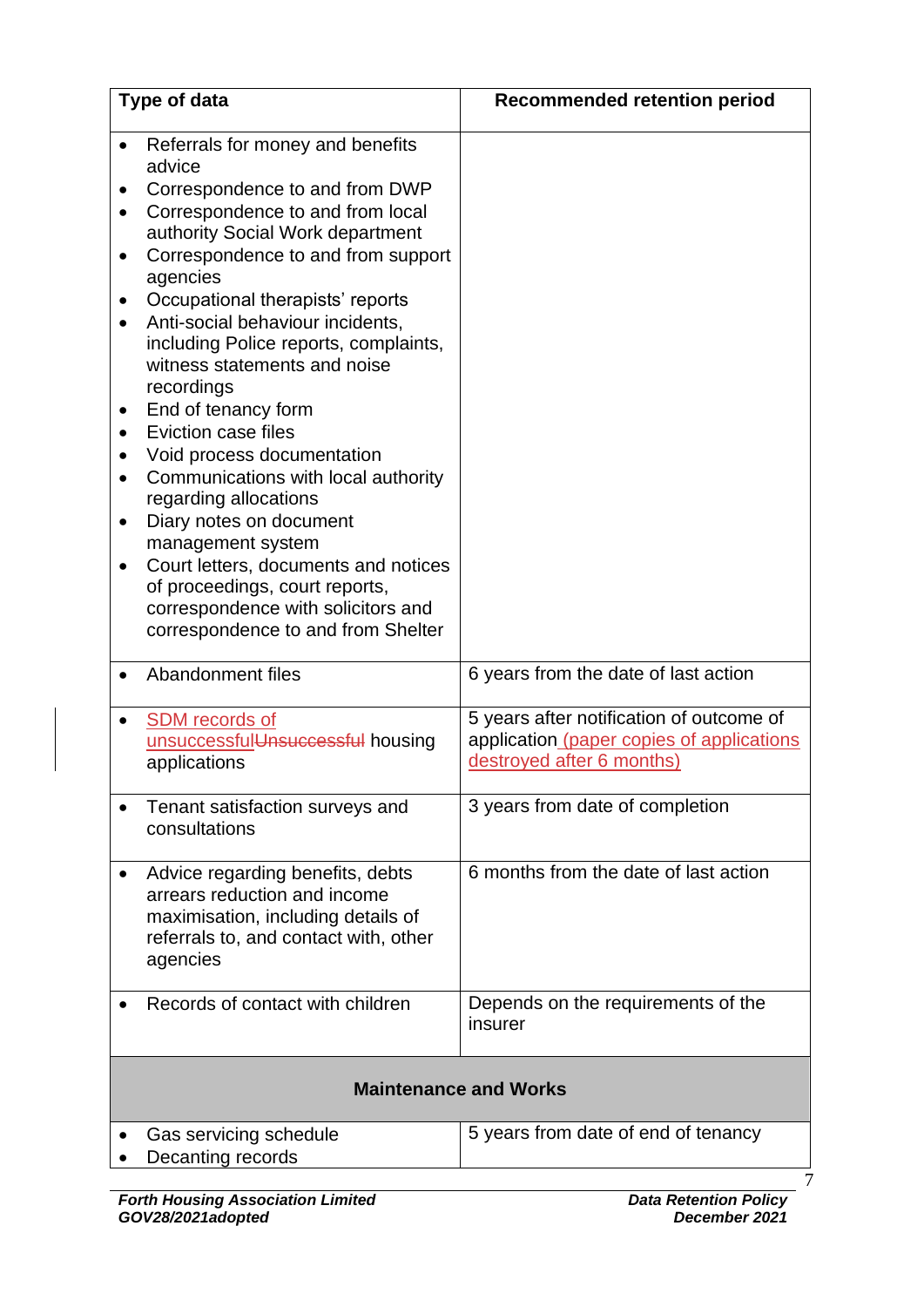| Type of data | Recommended retention period |
|---|---|
| • Referrals for money and benefits advice<br>• Correspondence to and from DWP<br>• Correspondence to and from local authority Social Work department<br>• Correspondence to and from support agencies<br>• Occupational therapists' reports<br>• Anti-social behaviour incidents, including Police reports, complaints, witness statements and noise recordings<br>• End of tenancy form<br>• Eviction case files<br>• Void process documentation<br>• Communications with local authority regarding allocations<br>• Diary notes on document management system<br>• Court letters, documents and notices of proceedings, court reports, correspondence with solicitors and correspondence to and from Shelter | |
| • Abandonment files | 6 years from the date of last action |
| • SDM records of unsuccessful housing applications | 5 years after notification of outcome of application (paper copies of applications destroyed after 6 months) |
| • Tenant satisfaction surveys and consultations | 3 years from date of completion |
| • Advice regarding benefits, debts arrears reduction and income maximisation, including details of referrals to, and contact with, other agencies | 6 months from the date of last action |
| • Records of contact with children | Depends on the requirements of the insurer |
| **Maintenance and Works** | |
| • Gas servicing schedule<br>• Decanting records | 5 years from date of end of tenancy |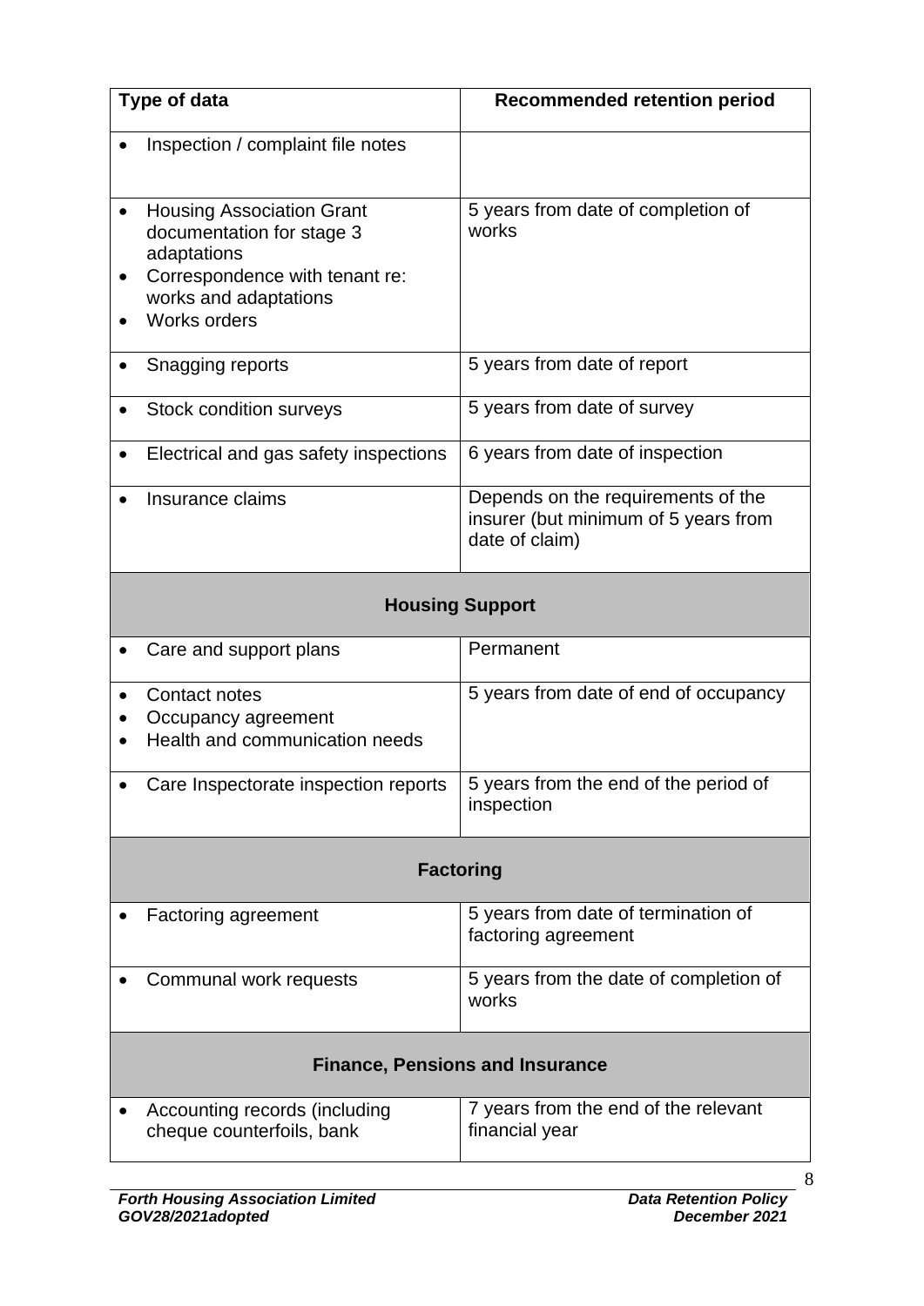| Type of data | Recommended retention period |
|---|---|
| • Inspection / complaint file notes | |
| • Housing Association Grant documentation for stage 3 adaptations<br>• Correspondence with tenant re: works and adaptations<br>• Works orders | 5 years from date of completion of works |
| • Snagging reports | 5 years from date of report |
| • Stock condition surveys | 5 years from date of survey |
| • Electrical and gas safety inspections | 6 years from date of inspection |
| • Insurance claims | Depends on the requirements of the insurer (but minimum of 5 years from date of claim) |
| **Housing Support** | |
| • Care and support plans | Permanent |
| • Contact notes<br>• Occupancy agreement<br>• Health and communication needs | 5 years from date of end of occupancy |
| • Care Inspectorate inspection reports | 5 years from the end of the period of inspection |
| **Factoring** | |
| • Factoring agreement | 5 years from date of termination of factoring agreement |
| • Communal work requests | 5 years from the date of completion of works |
| **Finance, Pensions and Insurance** | |
| • Accounting records (including cheque counterfoils, bank | 7 years from the end of the relevant financial year |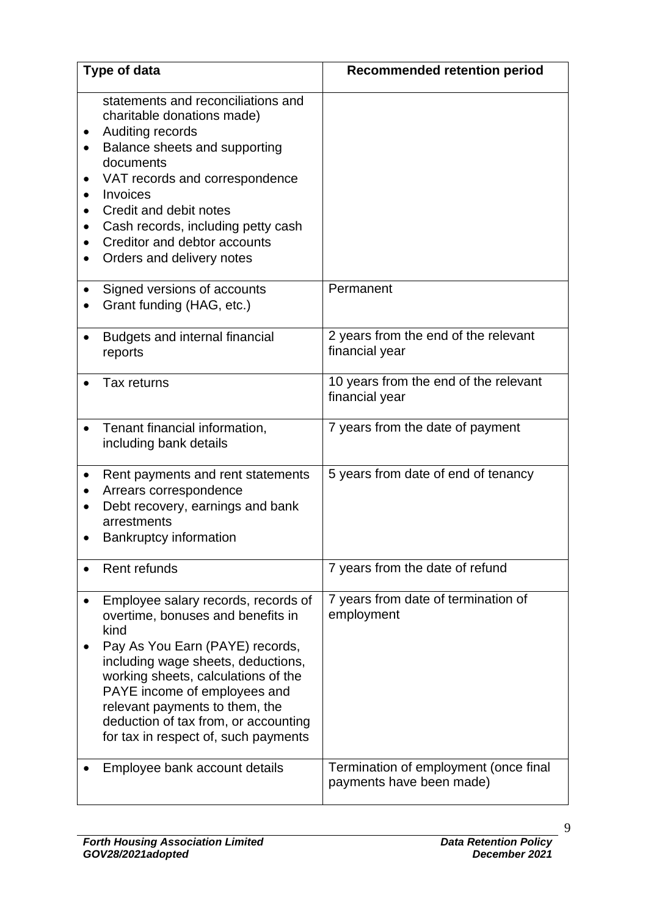| Type of data | Recommended retention period |
|---|---|
| statements and reconciliations and charitable donations made)<br>• Auditing records<br>• Balance sheets and supporting documents<br>• VAT records and correspondence<br>• Invoices<br>• Credit and debit notes<br>• Cash records, including petty cash<br>• Creditor and debtor accounts<br>• Orders and delivery notes | |
| • Signed versions of accounts<br>• Grant funding (HAG, etc.) | Permanent |
| • Budgets and internal financial reports | 2 years from the end of the relevant financial year |
| • Tax returns | 10 years from the end of the relevant financial year |
| • Tenant financial information, including bank details | 7 years from the date of payment |
| • Rent payments and rent statements<br>• Arrears correspondence<br>• Debt recovery, earnings and bank arrestments<br>• Bankruptcy information | 5 years from date of end of tenancy |
| • Rent refunds | 7 years from the date of refund |
| • Employee salary records, records of overtime, bonuses and benefits in kind<br>• Pay As You Earn (PAYE) records, including wage sheets, deductions, working sheets, calculations of the PAYE income of employees and relevant payments to them, the deduction of tax from, or accounting for tax in respect of, such payments | 7 years from date of termination of employment |
| • Employee bank account details | Termination of employment (once final payments have been made) |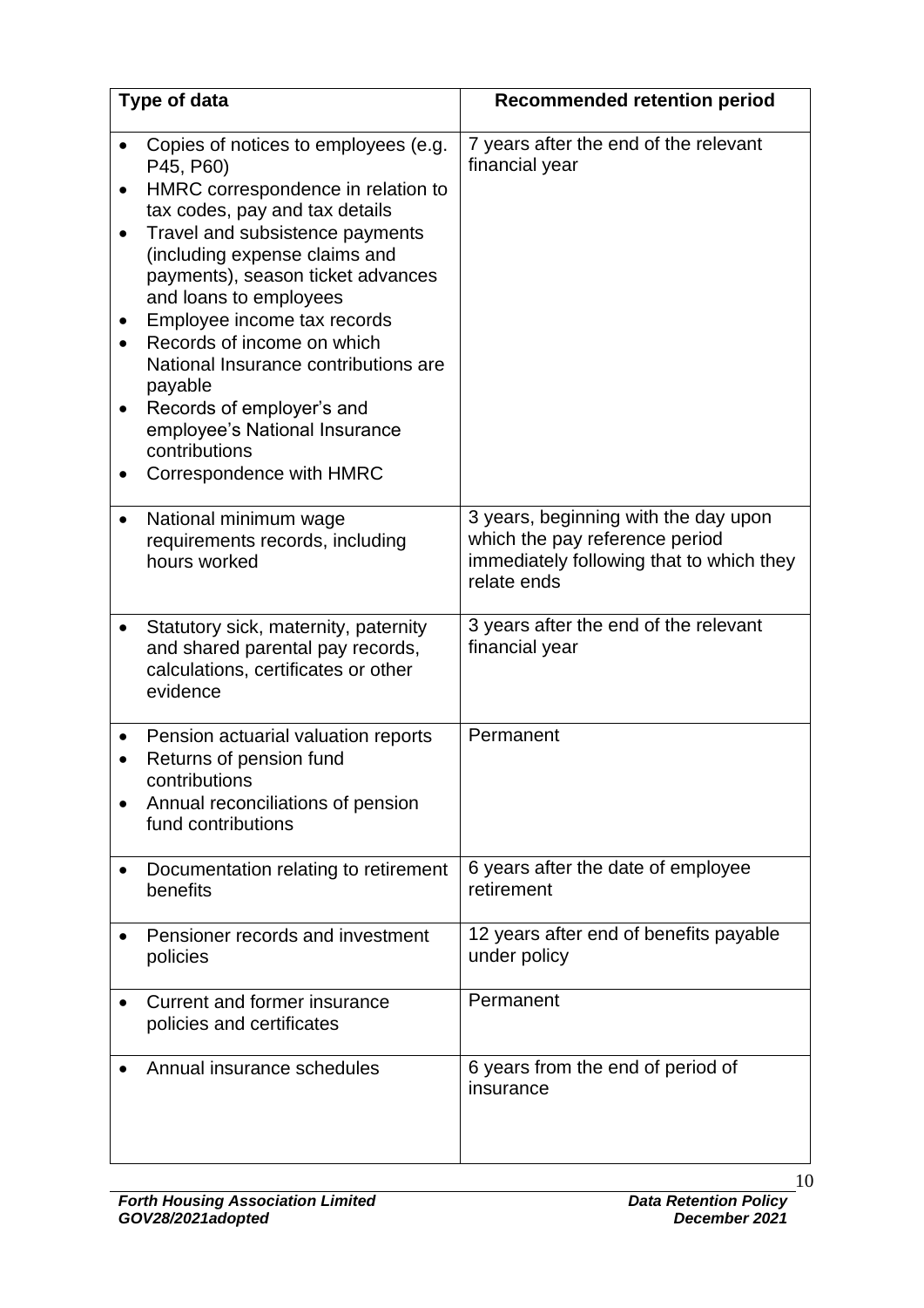| Type of data | Recommended retention period |
| --- | --- |
| • Copies of notices to employees (e.g. P45, P60)<br>• HMRC correspondence in relation to tax codes, pay and tax details<br>• Travel and subsistence payments (including expense claims and payments), season ticket advances and loans to employees<br>• Employee income tax records<br>• Records of income on which National Insurance contributions are payable<br>• Records of employer's and employee's National Insurance contributions<br>• Correspondence with HMRC | 7 years after the end of the relevant financial year |
| • National minimum wage requirements records, including hours worked | 3 years, beginning with the day upon which the pay reference period immediately following that to which they relate ends |
| • Statutory sick, maternity, paternity and shared parental pay records, calculations, certificates or other evidence | 3 years after the end of the relevant financial year |
| • Pension actuarial valuation reports<br>• Returns of pension fund contributions<br>• Annual reconciliations of pension fund contributions | Permanent |
| • Documentation relating to retirement benefits | 6 years after the date of employee retirement |
| • Pensioner records and investment policies | 12 years after end of benefits payable under policy |
| • Current and former insurance policies and certificates | Permanent |
| • Annual insurance schedules | 6 years from the end of period of insurance |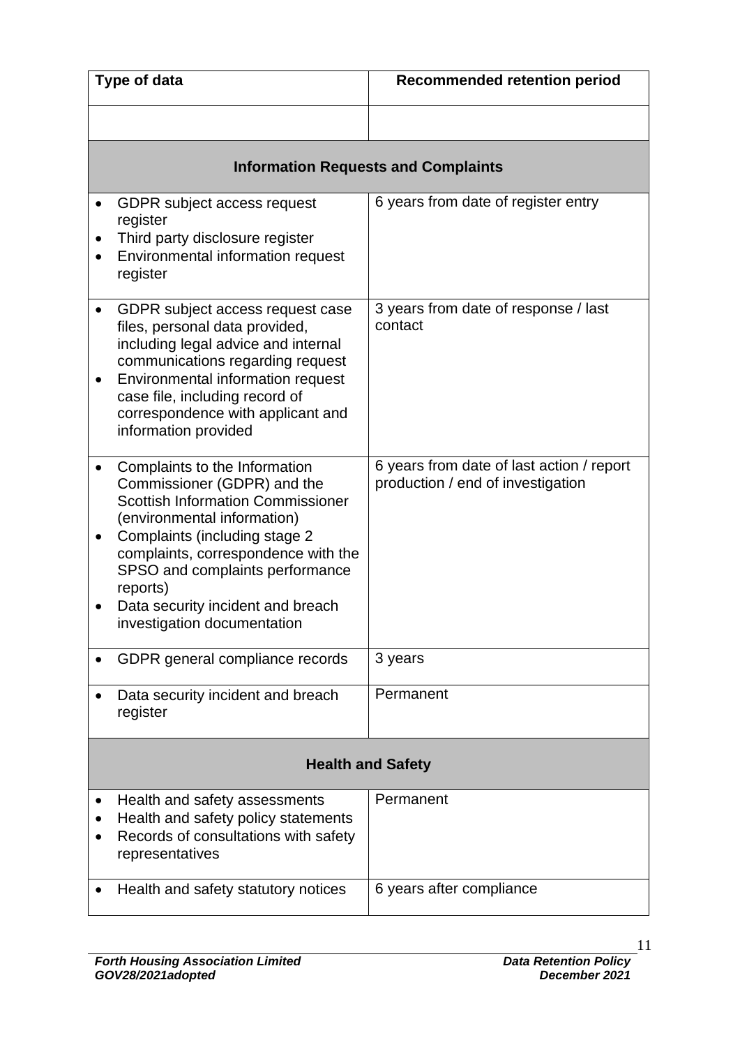| Type of data | Recommended retention period |
| --- | --- |
| | |
| **Information Requests and Complaints** | |
| • GDPR subject access request register<br>• Third party disclosure register<br>• Environmental information request register | 6 years from date of register entry |
| • GDPR subject access request case files, personal data provided, including legal advice and internal communications regarding request<br>• Environmental information request case file, including record of correspondence with applicant and information provided | 3 years from date of response / last contact |
| • Complaints to the Information Commissioner (GDPR) and the Scottish Information Commissioner (environmental information)<br>• Complaints (including stage 2 complaints, correspondence with the SPSO and complaints performance reports)<br>• Data security incident and breach investigation documentation | 6 years from date of last action / report production / end of investigation |
| • GDPR general compliance records | 3 years |
| • Data security incident and breach register | Permanent |
| **Health and Safety** | |
| • Health and safety assessments<br>• Health and safety policy statements<br>• Records of consultations with safety representatives | Permanent |
| • Health and safety statutory notices | 6 years after compliance |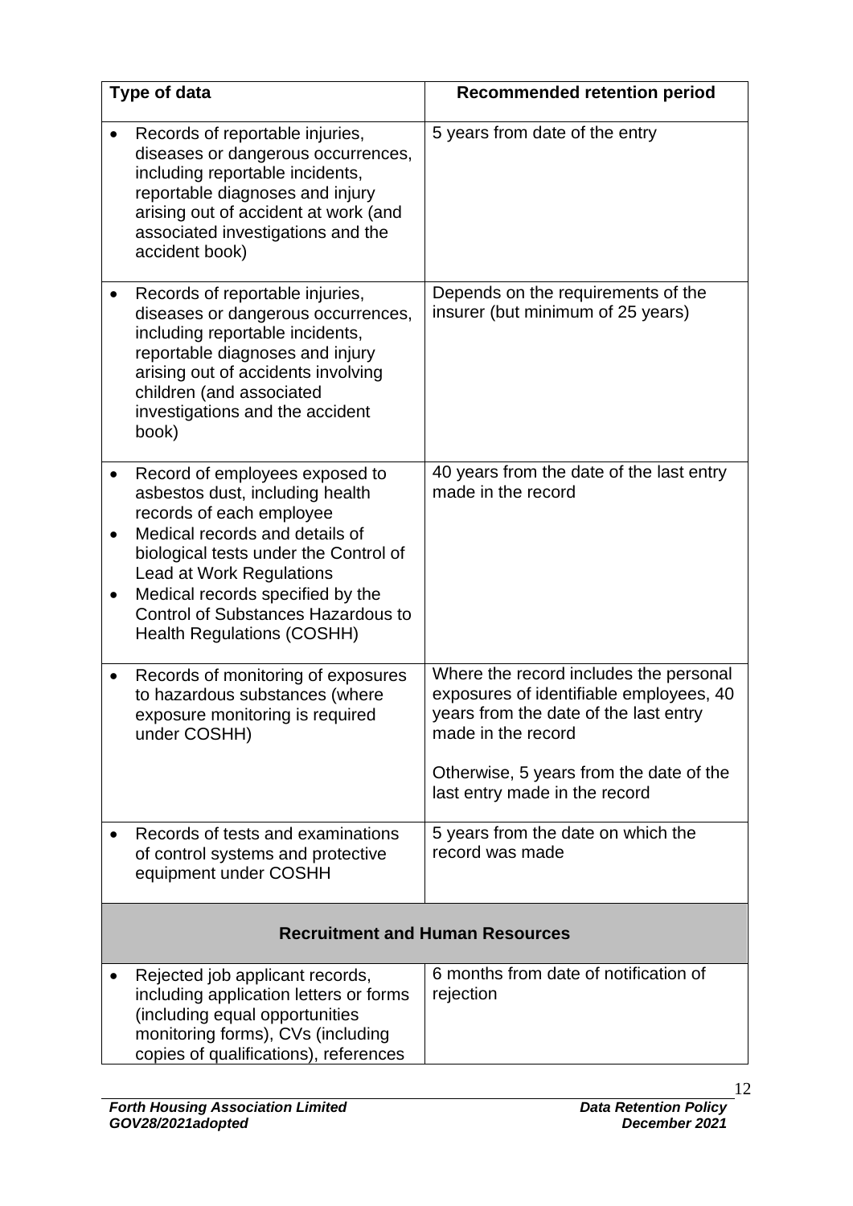| Type of data | Recommended retention period |
|---|---|
| • Records of reportable injuries, diseases or dangerous occurrences, including reportable incidents, reportable diagnoses and injury arising out of accident at work (and associated investigations and the accident book) | 5 years from date of the entry |
| • Records of reportable injuries, diseases or dangerous occurrences, including reportable incidents, reportable diagnoses and injury arising out of accidents involving children (and associated investigations and the accident book) | Depends on the requirements of the insurer (but minimum of 25 years) |
| • Record of employees exposed to asbestos dust, including health records of each employee<br>• Medical records and details of biological tests under the Control of Lead at Work Regulations<br>• Medical records specified by the Control of Substances Hazardous to Health Regulations (COSHH) | 40 years from the date of the last entry made in the record |
| • Records of monitoring of exposures to hazardous substances (where exposure monitoring is required under COSHH) | Where the record includes the personal exposures of identifiable employees, 40 years from the date of the last entry made in the record<br><br>Otherwise, 5 years from the date of the last entry made in the record |
| • Records of tests and examinations of control systems and protective equipment under COSHH | 5 years from the date on which the record was made |
| **Recruitment and Human Resources** | |
| • Rejected job applicant records, including application letters or forms (including equal opportunities monitoring forms), CVs (including copies of qualifications), references | 6 months from date of notification of rejection |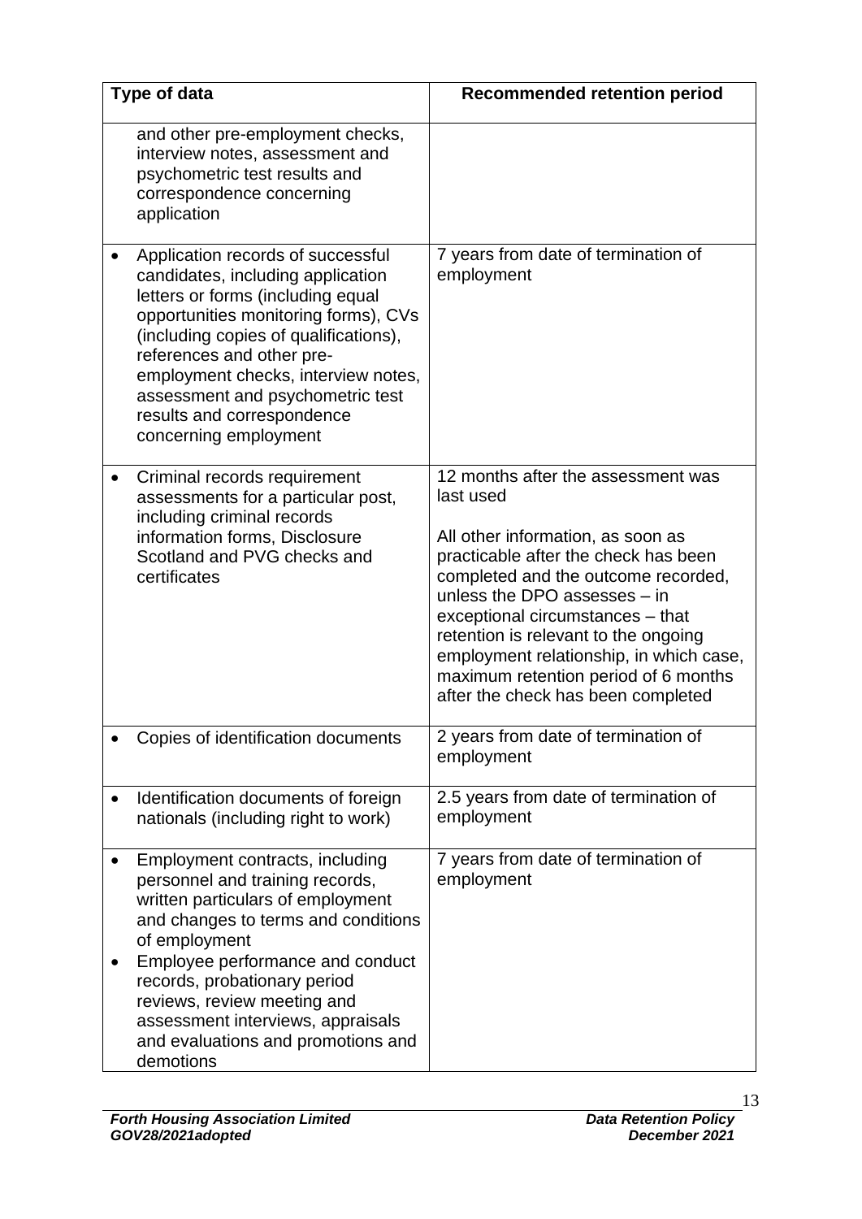| Type of data | Recommended retention period |
|---|---|
| and other pre-employment checks, interview notes, assessment and psychometric test results and correspondence concerning application | |
| • Application records of successful candidates, including application letters or forms (including equal opportunities monitoring forms), CVs (including copies of qualifications), references and other pre-employment checks, interview notes, assessment and psychometric test results and correspondence concerning employment | 7 years from date of termination of employment |
| • Criminal records requirement assessments for a particular post, including criminal records information forms, Disclosure Scotland and PVG checks and certificates | 12 months after the assessment was last used<br><br>All other information, as soon as practicable after the check has been completed and the outcome recorded, unless the DPO assesses – in exceptional circumstances – that retention is relevant to the ongoing employment relationship, in which case, maximum retention period of 6 months after the check has been completed |
| • Copies of identification documents | 2 years from date of termination of employment |
| • Identification documents of foreign nationals (including right to work) | 2.5 years from date of termination of employment |
| • Employment contracts, including personnel and training records, written particulars of employment and changes to terms and conditions of employment<br>• Employee performance and conduct records, probationary period reviews, review meeting and assessment interviews, appraisals and evaluations and promotions and demotions | 7 years from date of termination of employment |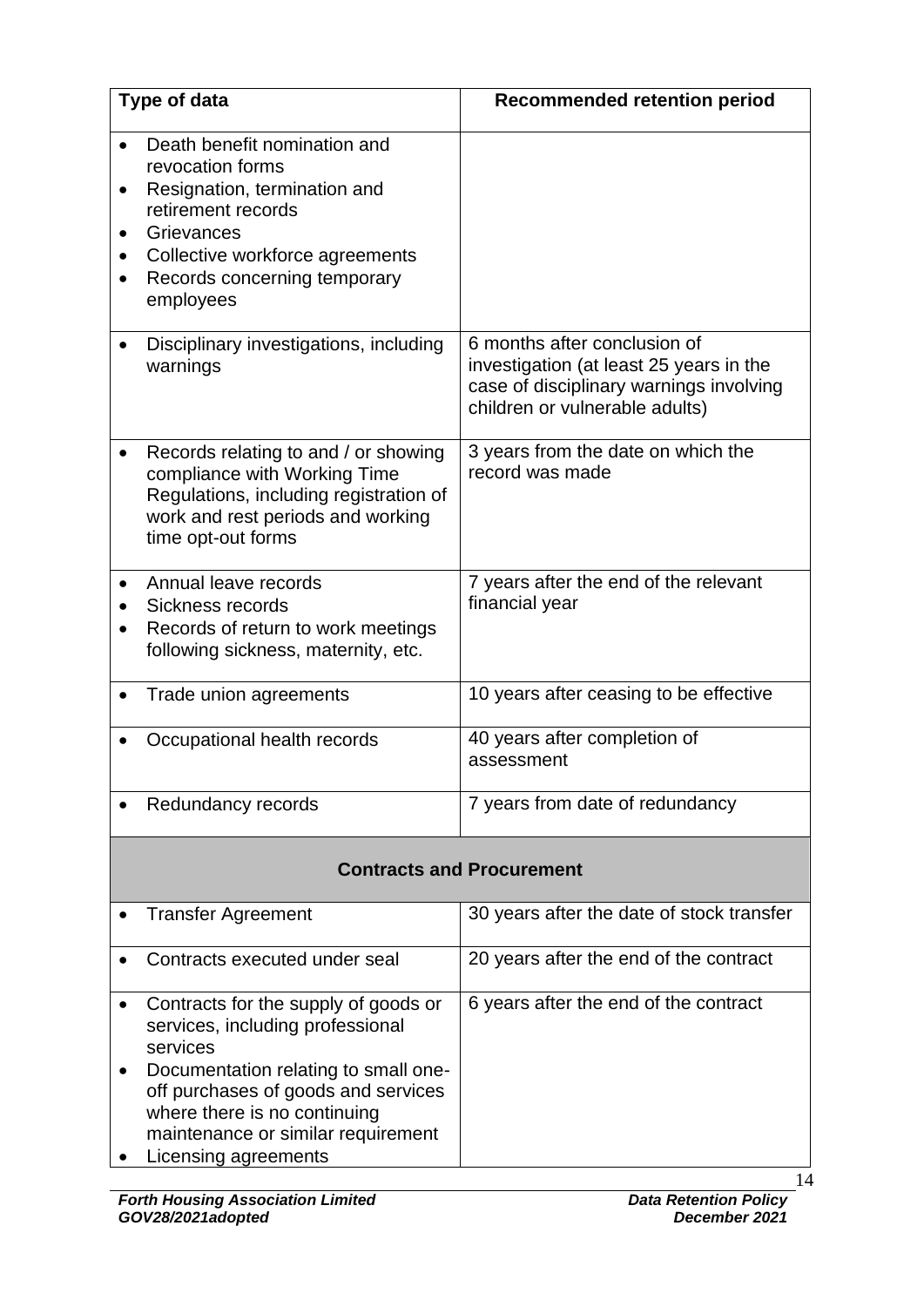| Type of data | Recommended retention period |
|---|---|
| • Death benefit nomination and revocation forms<br>• Resignation, termination and retirement records<br>• Grievances<br>• Collective workforce agreements<br>• Records concerning temporary employees | |
| • Disciplinary investigations, including warnings | 6 months after conclusion of investigation (at least 25 years in the case of disciplinary warnings involving children or vulnerable adults) |
| • Records relating to and / or showing compliance with Working Time Regulations, including registration of work and rest periods and working time opt-out forms | 3 years from the date on which the record was made |
| • Annual leave records<br>• Sickness records<br>• Records of return to work meetings following sickness, maternity, etc. | 7 years after the end of the relevant financial year |
| • Trade union agreements | 10 years after ceasing to be effective |
| • Occupational health records | 40 years after completion of assessment |
| • Redundancy records | 7 years from date of redundancy |
| **Contracts and Procurement** | |
| • Transfer Agreement | 30 years after the date of stock transfer |
| • Contracts executed under seal | 20 years after the end of the contract |
| • Contracts for the supply of goods or services, including professional services<br>• Documentation relating to small one-off purchases of goods and services where there is no continuing maintenance or similar requirement<br>• Licensing agreements | 6 years after the end of the contract |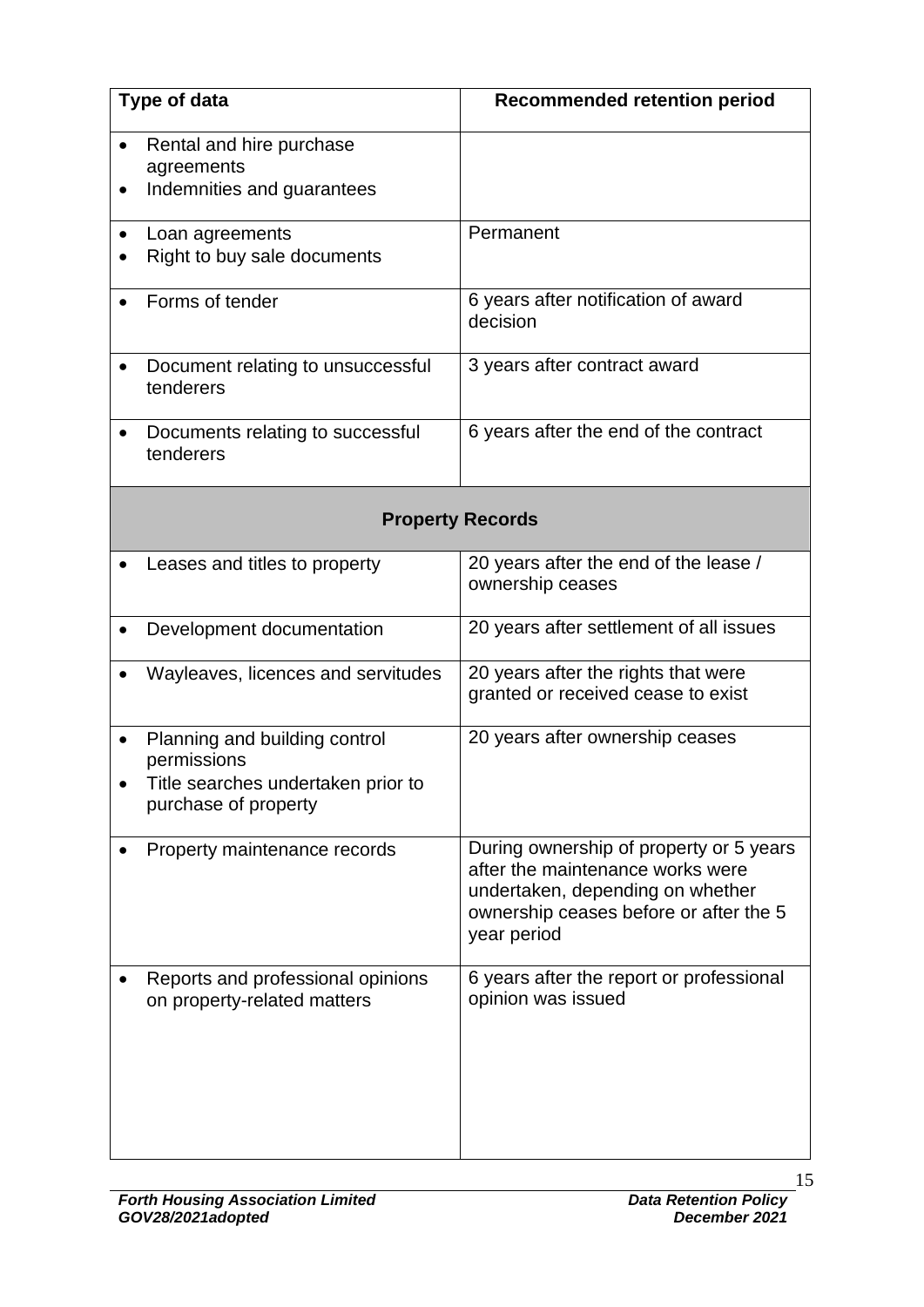| Type of data | Recommended retention period |
|---|---|
| • Rental and hire purchase agreements<br>• Indemnities and guarantees | |
| • Loan agreements<br>• Right to buy sale documents | Permanent |
| • Forms of tender | 6 years after notification of award decision |
| • Document relating to unsuccessful tenderers | 3 years after contract award |
| • Documents relating to successful tenderers | 6 years after the end of the contract |
| **Property Records** | |
| • Leases and titles to property | 20 years after the end of the lease / ownership ceases |
| • Development documentation | 20 years after settlement of all issues |
| • Wayleaves, licences and servitudes | 20 years after the rights that were granted or received cease to exist |
| • Planning and building control permissions<br>• Title searches undertaken prior to purchase of property | 20 years after ownership ceases |
| • Property maintenance records | During ownership of property or 5 years after the maintenance works were undertaken, depending on whether ownership ceases before or after the 5 year period |
| • Reports and professional opinions on property-related matters | 6 years after the report or professional opinion was issued |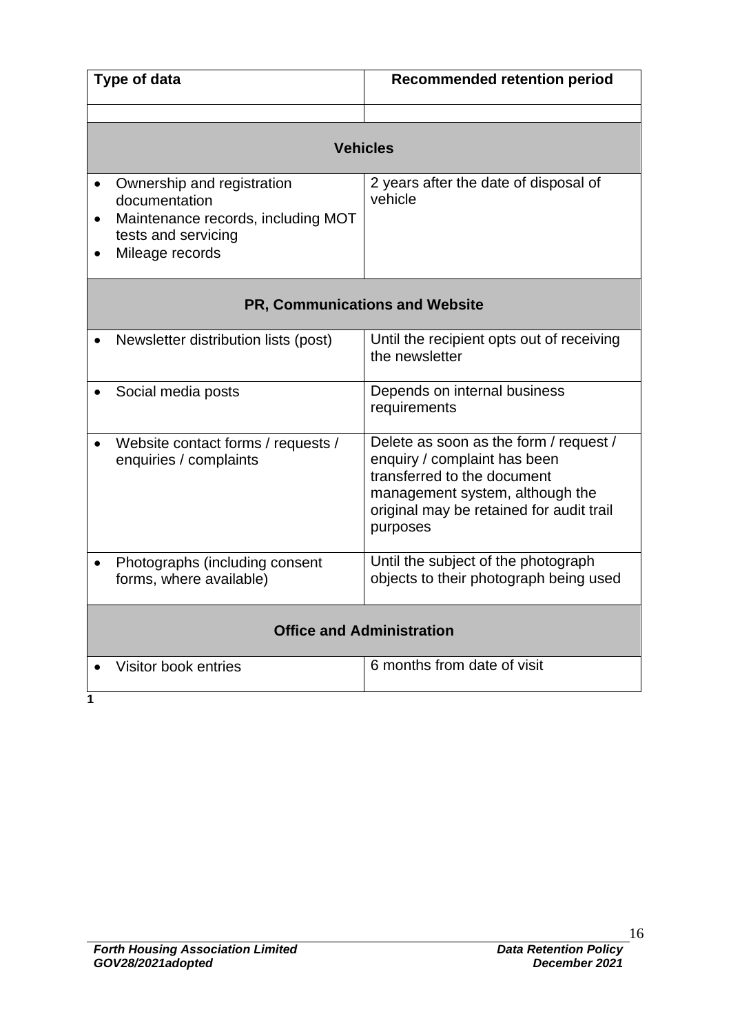| Type of data | Recommended retention period |
|---|---|
| | |
| **Vehicles** | |
| • Ownership and registration documentation<br>• Maintenance records, including MOT tests and servicing<br>• Mileage records | 2 years after the date of disposal of vehicle |
| **PR, Communications and Website** | |
| • Newsletter distribution lists (post) | Until the recipient opts out of receiving the newsletter |
| • Social media posts | Depends on internal business requirements |
| • Website contact forms / requests / enquiries / complaints | Delete as soon as the form / request / enquiry / complaint has been transferred to the document management system, although the original may be retained for audit trail purposes |
| • Photographs (including consent forms, where available) | Until the subject of the photograph objects to their photograph being used |
| **Office and Administration** | |
| • Visitor book entries | 6 months from date of visit |

**1**